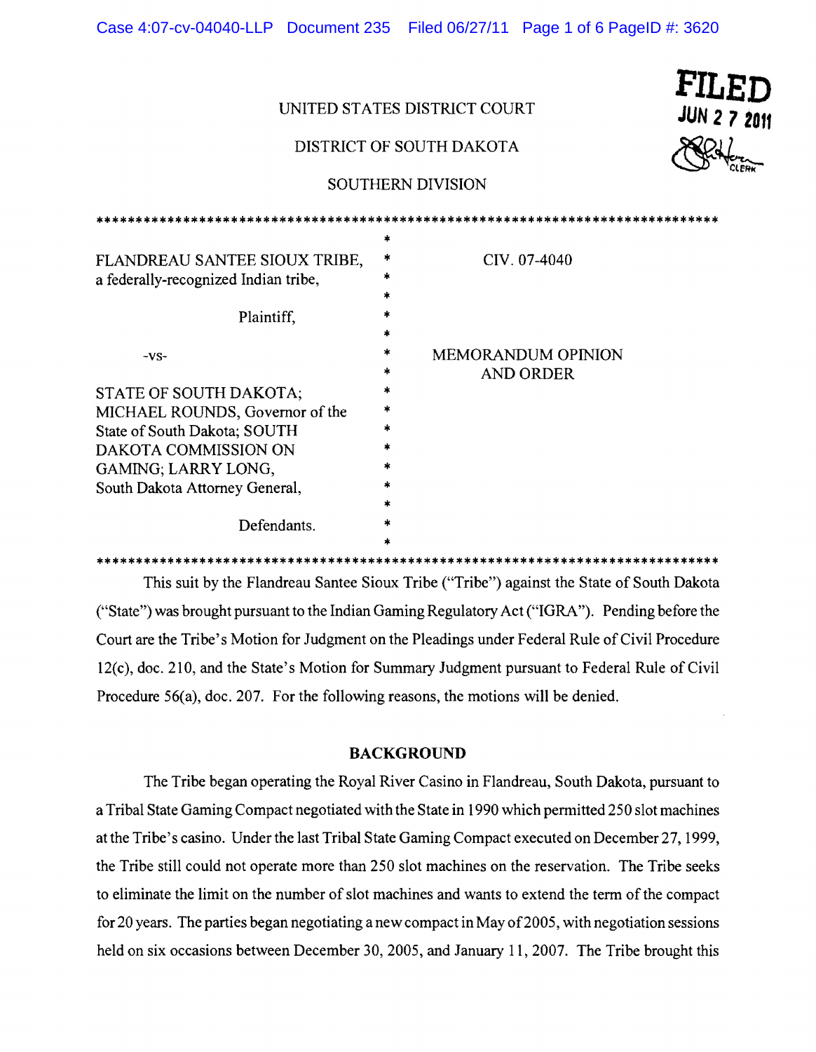UNITED STATES DISTRICT COURT

DISTRICT OF SOUTH DAKOTA

SOUTHERN DIVISION

FILED
JUN 27 2011
CLERK

| | |
|---|---|
| FLANDREAU SANTEE SIOUX TRIBE, a federally-recognized Indian tribe,<br><br>Plaintiff,<br><br>-vs-<br><br>STATE OF SOUTH DAKOTA; MICHAEL ROUNDS, Governor of the State of South Dakota; SOUTH DAKOTA COMMISSION ON GAMING; LARRY LONG, South Dakota Attorney General,<br><br>Defendants. | CIV. 07-4040<br><br>MEMORANDUM OPINION AND ORDER |

This suit by the Flandreau Santee Sioux Tribe ("Tribe") against the State of South Dakota ("State") was brought pursuant to the Indian Gaming Regulatory Act ("IGRA"). Pending before the Court are the Tribe's Motion for Judgment on the Pleadings under Federal Rule of Civil Procedure 12(c), doc. 210, and the State's Motion for Summary Judgment pursuant to Federal Rule of Civil Procedure 56(a), doc. 207. For the following reasons, the motions will be denied.

## BACKGROUND

The Tribe began operating the Royal River Casino in Flandreau, South Dakota, pursuant to a Tribal State Gaming Compact negotiated with the State in 1990 which permitted 250 slot machines at the Tribe's casino. Under the last Tribal State Gaming Compact executed on December 27, 1999, the Tribe still could not operate more than 250 slot machines on the reservation. The Tribe seeks to eliminate the limit on the number of slot machines and wants to extend the term of the compact for 20 years. The parties began negotiating a new compact in May of 2005, with negotiation sessions held on six occasions between December 30, 2005, and January 11, 2007. The Tribe brought this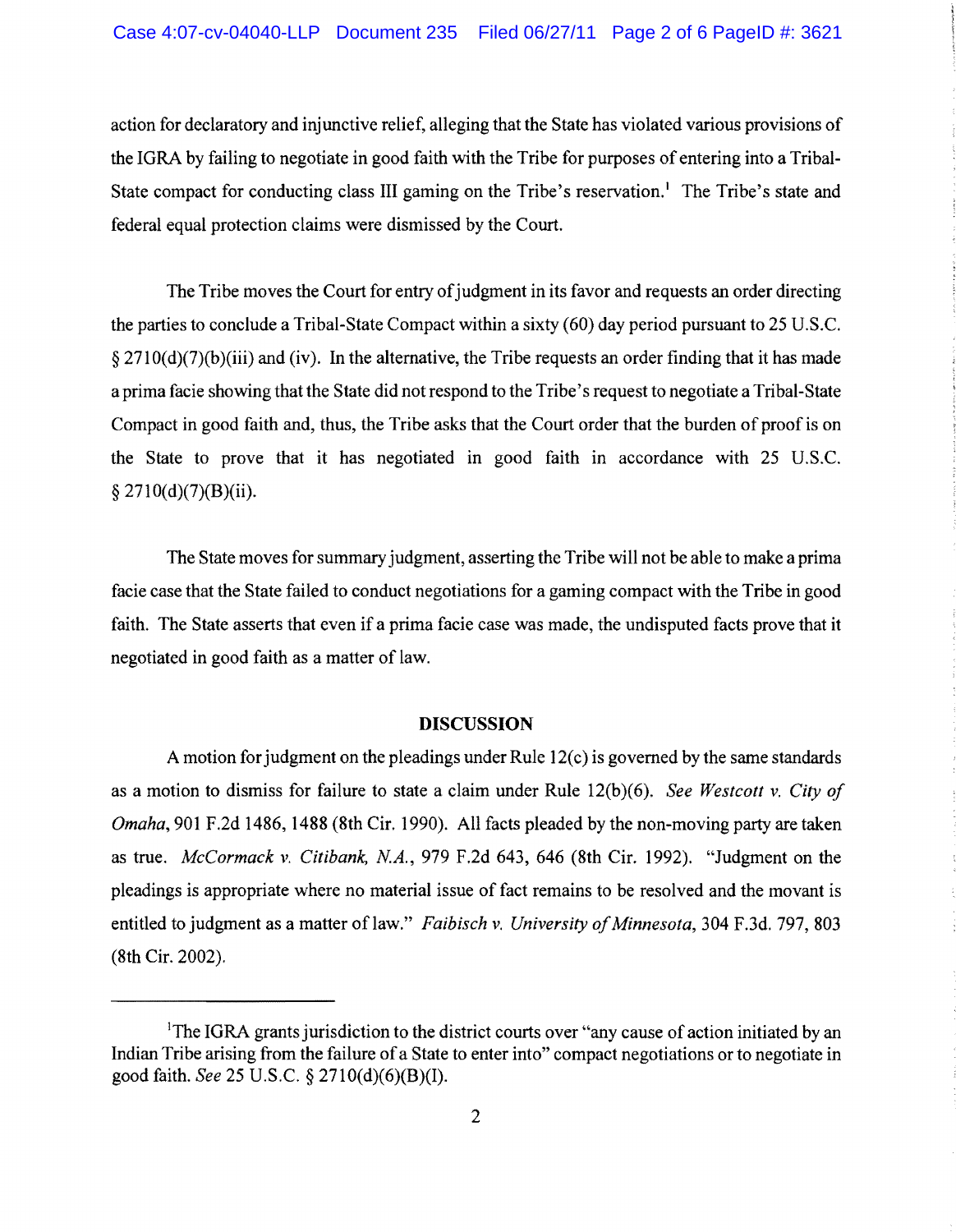action for declaratory and injunctive relief, alleging that the State has violated various provisions of the IGRA by failing to negotiate in good faith with the Tribe for purposes of entering into a Tribal-State compact for conducting class III gaming on the Tribe's reservation.[1] The Tribe's state and federal equal protection claims were dismissed by the Court.

The Tribe moves the Court for entry of judgment in its favor and requests an order directing the parties to conclude a Tribal-State Compact within a sixty (60) day period pursuant to 25 U.S.C. § 2710(d)(7)(b)(iii) and (iv). In the alternative, the Tribe requests an order finding that it has made a prima facie showing that the State did not respond to the Tribe's request to negotiate a Tribal-State Compact in good faith and, thus, the Tribe asks that the Court order that the burden of proof is on the State to prove that it has negotiated in good faith in accordance with 25 U.S.C. § 2710(d)(7)(B)(ii).

The State moves for summary judgment, asserting the Tribe will not be able to make a prima facie case that the State failed to conduct negotiations for a gaming compact with the Tribe in good faith. The State asserts that even if a prima facie case was made, the undisputed facts prove that it negotiated in good faith as a matter of law.

## DISCUSSION

A motion for judgment on the pleadings under Rule 12(c) is governed by the same standards as a motion to dismiss for failure to state a claim under Rule 12(b)(6). *See Westcott v. City of Omaha*, 901 F.2d 1486, 1488 (8th Cir. 1990). All facts pleaded by the non-moving party are taken as true. *McCormack v. Citibank, N.A.*, 979 F.2d 643, 646 (8th Cir. 1992). "Judgment on the pleadings is appropriate where no material issue of fact remains to be resolved and the movant is entitled to judgment as a matter of law." *Faibisch v. University of Minnesota*, 304 F.3d. 797, 803 (8th Cir. 2002).

---

[1]The IGRA grants jurisdiction to the district courts over "any cause of action initiated by an Indian Tribe arising from the failure of a State to enter into" compact negotiations or to negotiate in good faith. *See* 25 U.S.C. § 2710(d)(6)(B)(I).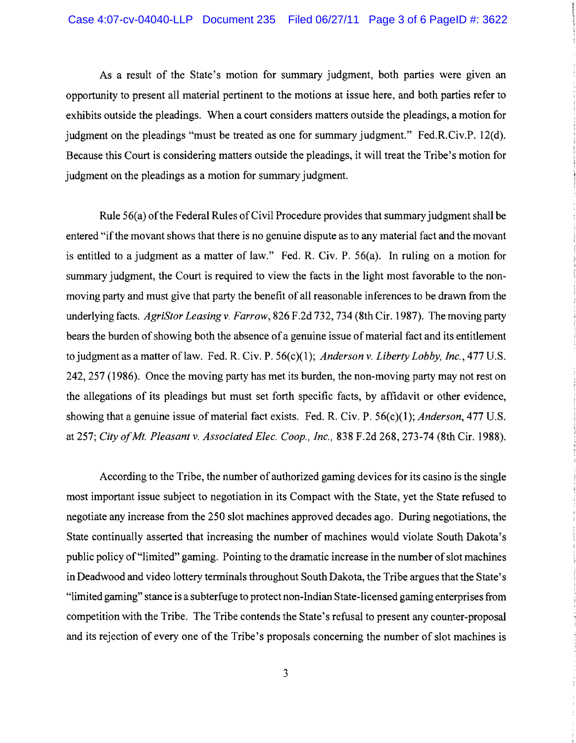As a result of the State's motion for summary judgment, both parties were given an opportunity to present all material pertinent to the motions at issue here, and both parties refer to exhibits outside the pleadings. When a court considers matters outside the pleadings, a motion for judgment on the pleadings "must be treated as one for summary judgment." Fed.R.Civ.P. 12(d). Because this Court is considering matters outside the pleadings, it will treat the Tribe's motion for judgment on the pleadings as a motion for summary judgment.

Rule 56(a) of the Federal Rules of Civil Procedure provides that summary judgment shall be entered "if the movant shows that there is no genuine dispute as to any material fact and the movant is entitled to a judgment as a matter of law." Fed. R. Civ. P. 56(a). In ruling on a motion for summary judgment, the Court is required to view the facts in the light most favorable to the non-moving party and must give that party the benefit of all reasonable inferences to be drawn from the underlying facts. *AgriStor Leasing v. Farrow*, 826 F.2d 732, 734 (8th Cir. 1987). The moving party bears the burden of showing both the absence of a genuine issue of material fact and its entitlement to judgment as a matter of law. Fed. R. Civ. P. 56(c)(1); *Anderson v. Liberty Lobby, Inc.*, 477 U.S. 242, 257 (1986). Once the moving party has met its burden, the non-moving party may not rest on the allegations of its pleadings but must set forth specific facts, by affidavit or other evidence, showing that a genuine issue of material fact exists. Fed. R. Civ. P. 56(c)(1); *Anderson*, 477 U.S. at 257; *City of Mt. Pleasant v. Associated Elec. Coop., Inc.,* 838 F.2d 268, 273-74 (8th Cir. 1988).

According to the Tribe, the number of authorized gaming devices for its casino is the single most important issue subject to negotiation in its Compact with the State, yet the State refused to negotiate any increase from the 250 slot machines approved decades ago. During negotiations, the State continually asserted that increasing the number of machines would violate South Dakota's public policy of "limited" gaming. Pointing to the dramatic increase in the number of slot machines in Deadwood and video lottery terminals throughout South Dakota, the Tribe argues that the State's "limited gaming" stance is a subterfuge to protect non-Indian State-licensed gaming enterprises from competition with the Tribe. The Tribe contends the State's refusal to present any counter-proposal and its rejection of every one of the Tribe's proposals concerning the number of slot machines is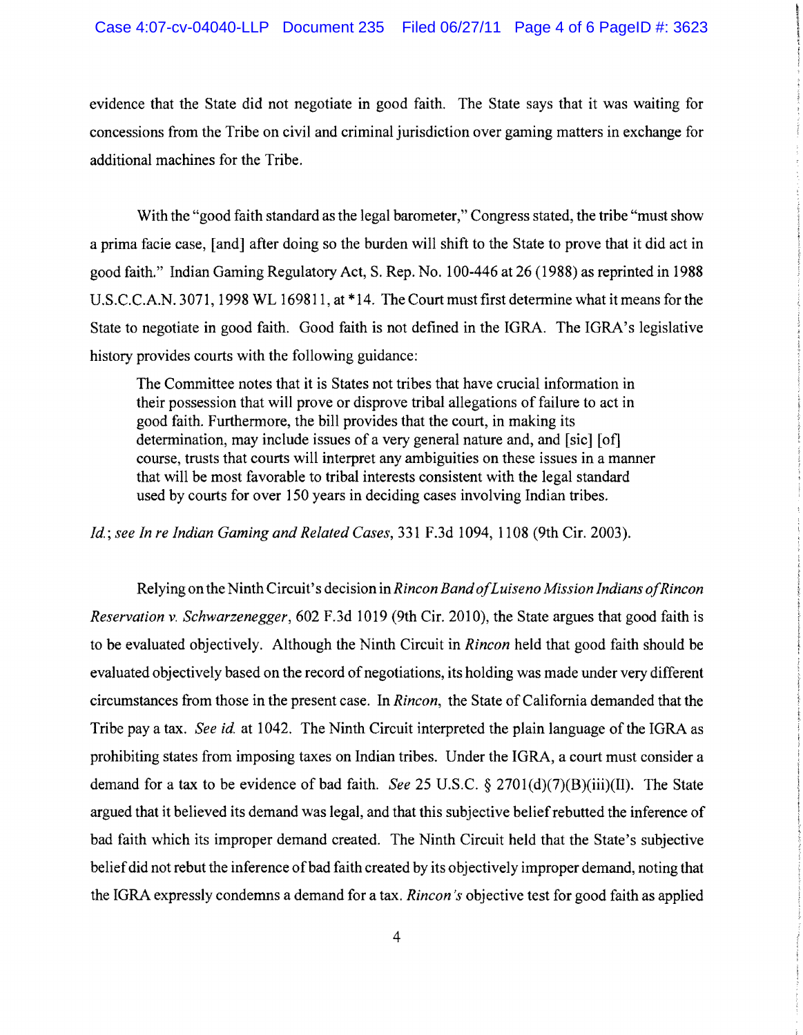evidence that the State did not negotiate in good faith. The State says that it was waiting for concessions from the Tribe on civil and criminal jurisdiction over gaming matters in exchange for additional machines for the Tribe.

With the "good faith standard as the legal barometer," Congress stated, the tribe "must show a prima facie case, [and] after doing so the burden will shift to the State to prove that it did act in good faith." Indian Gaming Regulatory Act, S. Rep. No. 100-446 at 26 (1988) as reprinted in 1988 U.S.C.C.A.N. 3071, 1998 WL 169811, at *14. The Court must first determine what it means for the State to negotiate in good faith. Good faith is not defined in the IGRA. The IGRA's legislative history provides courts with the following guidance:

> The Committee notes that it is States not tribes that have crucial information in their possession that will prove or disprove tribal allegations of failure to act in good faith. Furthermore, the bill provides that the court, in making its determination, may include issues of a very general nature and, and [sic] [of] course, trusts that courts will interpret any ambiguities on these issues in a manner that will be most favorable to tribal interests consistent with the legal standard used by courts for over 150 years in deciding cases involving Indian tribes.

*Id.*; *see In re Indian Gaming and Related Cases*, 331 F.3d 1094, 1108 (9th Cir. 2003).

Relying on the Ninth Circuit's decision in *Rincon Band of Luiseno Mission Indians of Rincon Reservation v. Schwarzenegger*, 602 F.3d 1019 (9th Cir. 2010), the State argues that good faith is to be evaluated objectively. Although the Ninth Circuit in *Rincon* held that good faith should be evaluated objectively based on the record of negotiations, its holding was made under very different circumstances from those in the present case. In *Rincon*, the State of California demanded that the Tribe pay a tax. *See id.* at 1042. The Ninth Circuit interpreted the plain language of the IGRA as prohibiting states from imposing taxes on Indian tribes. Under the IGRA, a court must consider a demand for a tax to be evidence of bad faith. *See* 25 U.S.C. § 2701(d)(7)(B)(iii)(II). The State argued that it believed its demand was legal, and that this subjective belief rebutted the inference of bad faith which its improper demand created. The Ninth Circuit held that the State's subjective belief did not rebut the inference of bad faith created by its objectively improper demand, noting that the IGRA expressly condemns a demand for a tax. *Rincon's* objective test for good faith as applied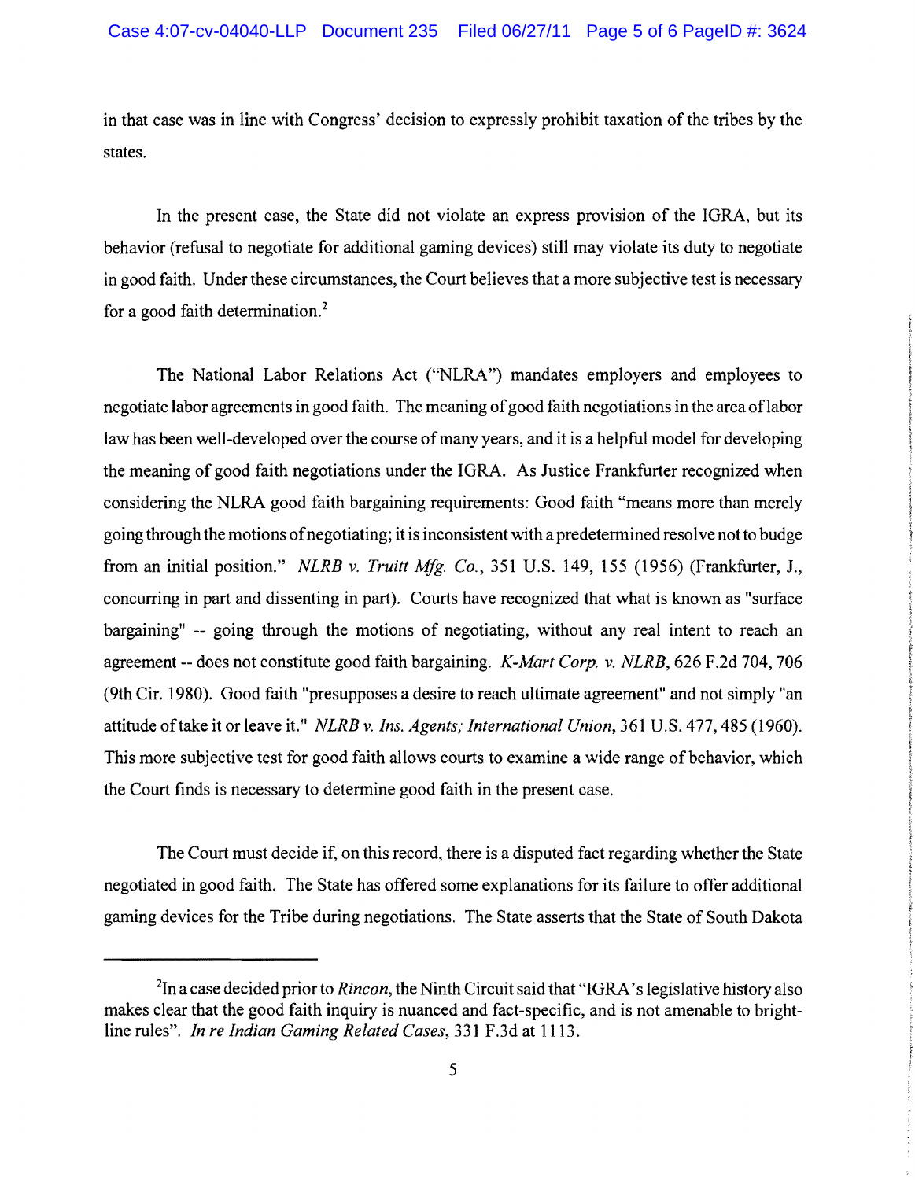in that case was in line with Congress' decision to expressly prohibit taxation of the tribes by the states.

In the present case, the State did not violate an express provision of the IGRA, but its behavior (refusal to negotiate for additional gaming devices) still may violate its duty to negotiate in good faith. Under these circumstances, the Court believes that a more subjective test is necessary for a good faith determination.[2]

The National Labor Relations Act ("NLRA") mandates employers and employees to negotiate labor agreements in good faith. The meaning of good faith negotiations in the area of labor law has been well-developed over the course of many years, and it is a helpful model for developing the meaning of good faith negotiations under the IGRA. As Justice Frankfurter recognized when considering the NLRA good faith bargaining requirements: Good faith "means more than merely going through the motions of negotiating; it is inconsistent with a predetermined resolve not to budge from an initial position." *NLRB v. Truitt Mfg. Co.*, 351 U.S. 149, 155 (1956) (Frankfurter, J., concurring in part and dissenting in part). Courts have recognized that what is known as "surface bargaining" -- going through the motions of negotiating, without any real intent to reach an agreement -- does not constitute good faith bargaining. *K-Mart Corp. v. NLRB*, 626 F.2d 704, 706 (9th Cir. 1980). Good faith "presupposes a desire to reach ultimate agreement" and not simply "an attitude of take it or leave it." *NLRB v. Ins. Agents; International Union*, 361 U.S. 477, 485 (1960). This more subjective test for good faith allows courts to examine a wide range of behavior, which the Court finds is necessary to determine good faith in the present case.

The Court must decide if, on this record, there is a disputed fact regarding whether the State negotiated in good faith. The State has offered some explanations for its failure to offer additional gaming devices for the Tribe during negotiations. The State asserts that the State of South Dakota

---

[2] In a case decided prior to *Rincon*, the Ninth Circuit said that "IGRA's legislative history also makes clear that the good faith inquiry is nuanced and fact-specific, and is not amenable to bright-line rules". *In re Indian Gaming Related Cases*, 331 F.3d at 1113.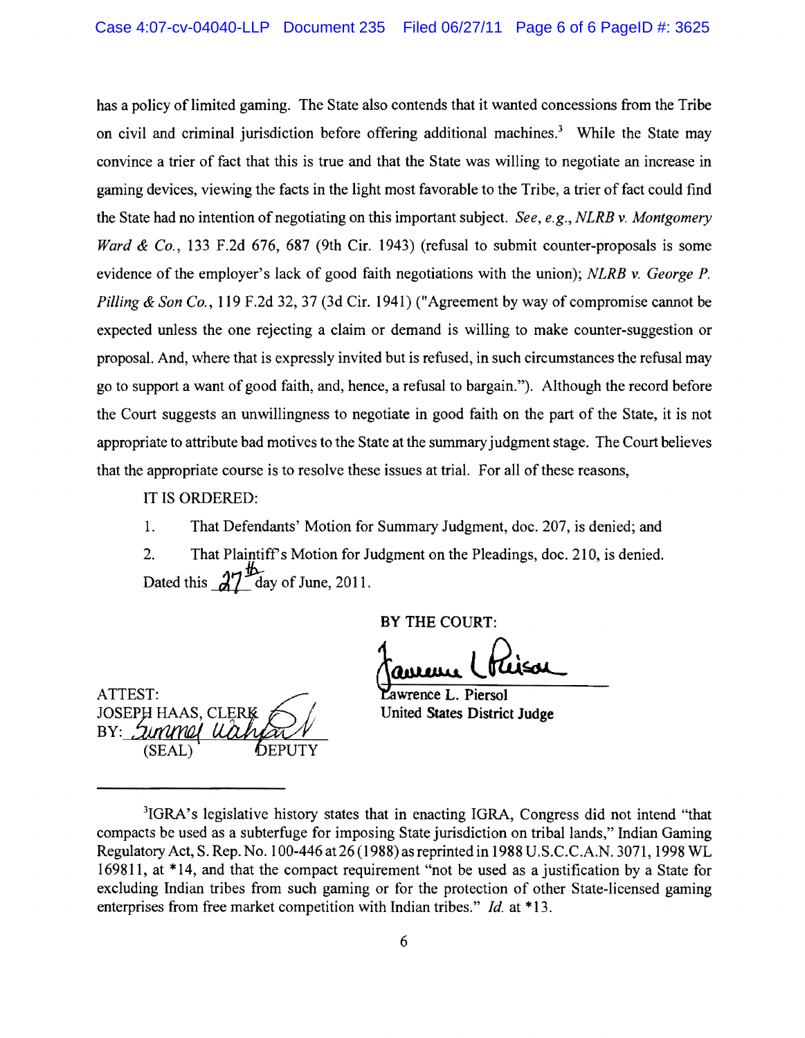has a policy of limited gaming. The State also contends that it wanted concessions from the Tribe on civil and criminal jurisdiction before offering additional machines.[3] While the State may convince a trier of fact that this is true and that the State was willing to negotiate an increase in gaming devices, viewing the facts in the light most favorable to the Tribe, a trier of fact could find the State had no intention of negotiating on this important subject. *See, e.g., NLRB v. Montgomery Ward & Co.*, 133 F.2d 676, 687 (9th Cir. 1943) (refusal to submit counter-proposals is some evidence of the employer's lack of good faith negotiations with the union); *NLRB v. George P. Pilling & Son Co.*, 119 F.2d 32, 37 (3d Cir. 1941) ("Agreement by way of compromise cannot be expected unless the one rejecting a claim or demand is willing to make counter-suggestion or proposal. And, where that is expressly invited but is refused, in such circumstances the refusal may go to support a want of good faith, and, hence, a refusal to bargain."). Although the record before the Court suggests an unwillingness to negotiate in good faith on the part of the State, it is not appropriate to attribute bad motives to the State at the summary judgment stage. The Court believes that the appropriate course is to resolve these issues at trial. For all of these reasons,

IT IS ORDERED:

1. That Defendants' Motion for Summary Judgment, doc. 207, is denied; and

2. That Plaintiff's Motion for Judgment on the Pleadings, doc. 210, is denied.

Dated this 27th day of June, 2011.

BY THE COURT:

Lawrence L. Piersol
United States District Judge

ATTEST:
JOSEPH HAAS, CLERK
BY: Summer Wahlen
(SEAL) DEPUTY

---

[3] IGRA's legislative history states that in enacting IGRA, Congress did not intend "that compacts be used as a subterfuge for imposing State jurisdiction on tribal lands," Indian Gaming Regulatory Act, S. Rep. No. 100-446 at 26 (1988) as reprinted in 1988 U.S.C.C.A.N. 3071, 1998 WL 169811, at *14, and that the compact requirement "not be used as a justification by a State for excluding Indian tribes from such gaming or for the protection of other State-licensed gaming enterprises from free market competition with Indian tribes." *Id.* at *13.